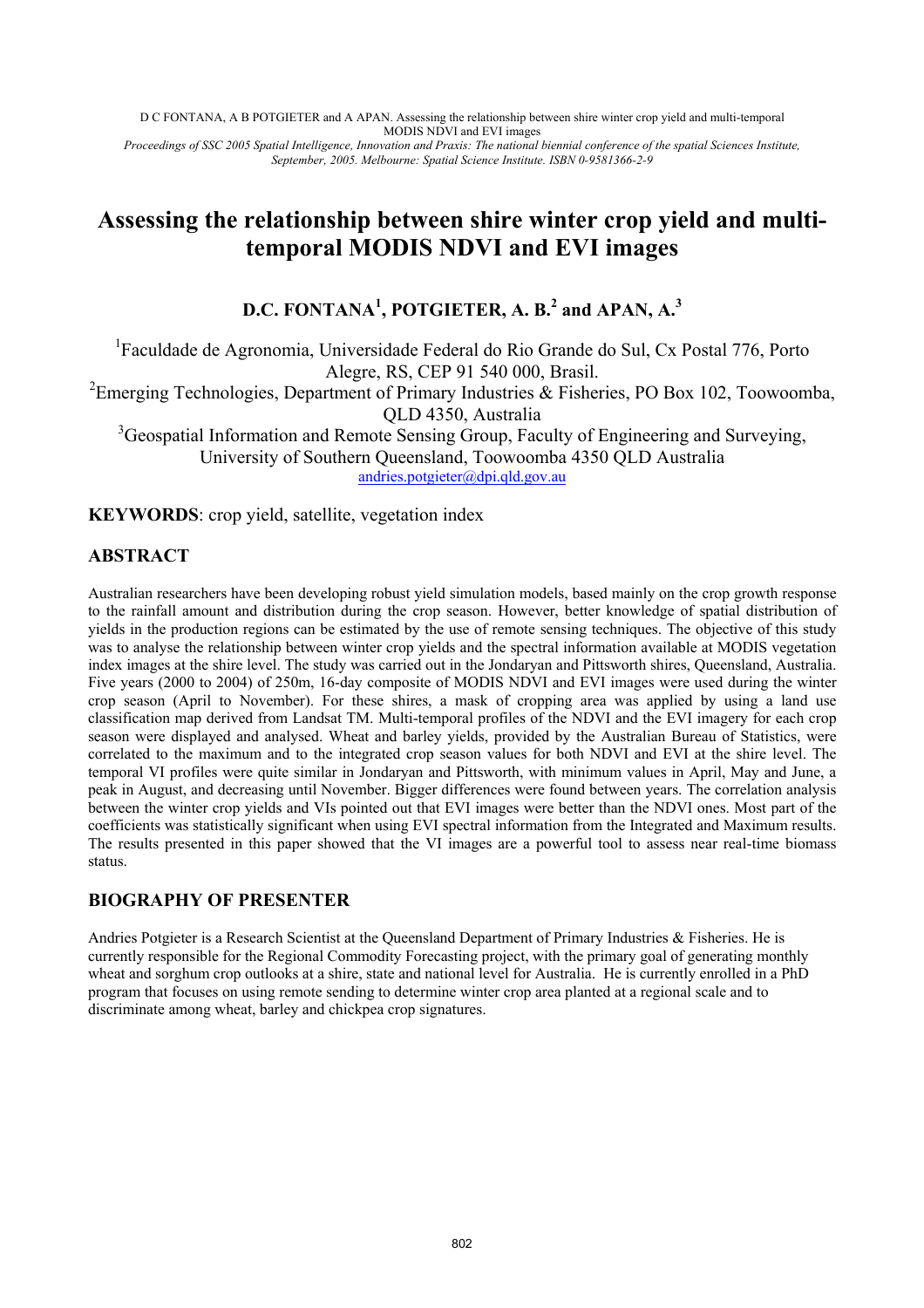D C FONTANA, A B POTGIETER and A APAN. Assessing the relationship between shire winter crop yield and multi-temporal MODIS NDVI and EVI images

*Proceedings of SSC 2005 Spatial Intelligence, Innovation and Praxis: The national biennial conference of the spatial Sciences Institute, September, 2005. Melbourne: Spatial Science Institute. ISBN 0-9581366-2-9*

# Assessing the relationship between shire winter crop yield and multi-temporal MODIS NDVI and EVI images

## D.C. FONTANA[1], POTGIETER, A. B.[2] and APAN, A.[3]

[1]Faculdade de Agronomia, Universidade Federal do Rio Grande do Sul, Cx Postal 776, Porto Alegre, RS, CEP 91 540 000, Brasil.

[2]Emerging Technologies, Department of Primary Industries & Fisheries, PO Box 102, Toowoomba, QLD 4350, Australia

[3]Geospatial Information and Remote Sensing Group, Faculty of Engineering and Surveying, University of Southern Queensland, Toowoomba 4350 QLD Australia

andries.potgieter@dpi.qld.gov.au

**KEYWORDS**: crop yield, satellite, vegetation index

## ABSTRACT

Australian researchers have been developing robust yield simulation models, based mainly on the crop growth response to the rainfall amount and distribution during the crop season. However, better knowledge of spatial distribution of yields in the production regions can be estimated by the use of remote sensing techniques. The objective of this study was to analyse the relationship between winter crop yields and the spectral information available at MODIS vegetation index images at the shire level. The study was carried out in the Jondaryan and Pittsworth shires, Queensland, Australia. Five years (2000 to 2004) of 250m, 16-day composite of MODIS NDVI and EVI images were used during the winter crop season (April to November). For these shires, a mask of cropping area was applied by using a land use classification map derived from Landsat TM. Multi-temporal profiles of the NDVI and the EVI imagery for each crop season were displayed and analysed. Wheat and barley yields, provided by the Australian Bureau of Statistics, were correlated to the maximum and to the integrated crop season values for both NDVI and EVI at the shire level. The temporal VI profiles were quite similar in Jondaryan and Pittsworth, with minimum values in April, May and June, a peak in August, and decreasing until November. Bigger differences were found between years. The correlation analysis between the winter crop yields and VIs pointed out that EVI images were better than the NDVI ones. Most part of the coefficients was statistically significant when using EVI spectral information from the Integrated and Maximum results. The results presented in this paper showed that the VI images are a powerful tool to assess near real-time biomass status.

## BIOGRAPHY OF PRESENTER

Andries Potgieter is a Research Scientist at the Queensland Department of Primary Industries & Fisheries. He is currently responsible for the Regional Commodity Forecasting project, with the primary goal of generating monthly wheat and sorghum crop outlooks at a shire, state and national level for Australia. He is currently enrolled in a PhD program that focuses on using remote sending to determine winter crop area planted at a regional scale and to discriminate among wheat, barley and chickpea crop signatures.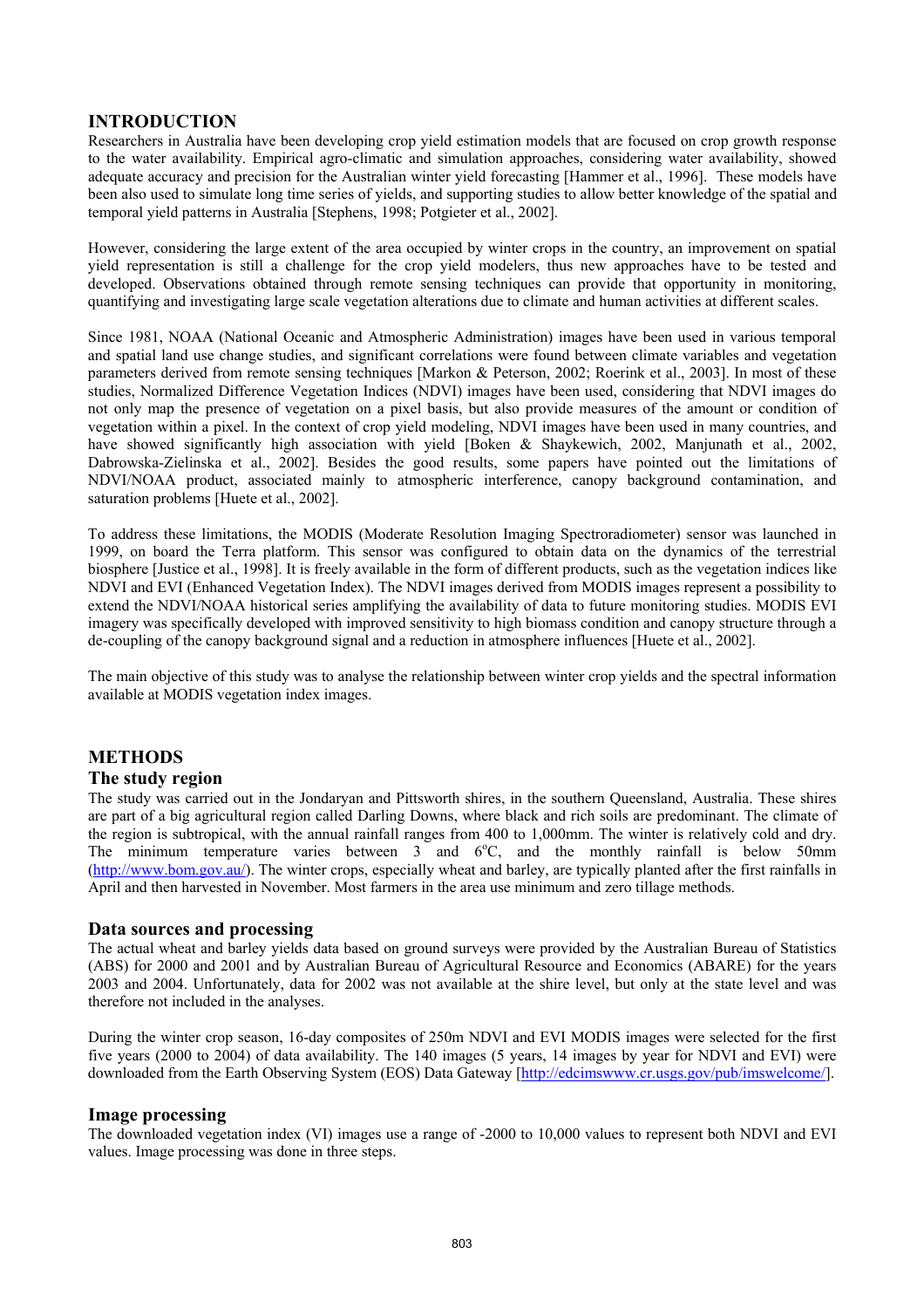## INTRODUCTION

Researchers in Australia have been developing crop yield estimation models that are focused on crop growth response to the water availability. Empirical agro-climatic and simulation approaches, considering water availability, showed adequate accuracy and precision for the Australian winter yield forecasting [Hammer et al., 1996]. These models have been also used to simulate long time series of yields, and supporting studies to allow better knowledge of the spatial and temporal yield patterns in Australia [Stephens, 1998; Potgieter et al., 2002].

However, considering the large extent of the area occupied by winter crops in the country, an improvement on spatial yield representation is still a challenge for the crop yield modelers, thus new approaches have to be tested and developed. Observations obtained through remote sensing techniques can provide that opportunity in monitoring, quantifying and investigating large scale vegetation alterations due to climate and human activities at different scales.

Since 1981, NOAA (National Oceanic and Atmospheric Administration) images have been used in various temporal and spatial land use change studies, and significant correlations were found between climate variables and vegetation parameters derived from remote sensing techniques [Markon & Peterson, 2002; Roerink et al., 2003]. In most of these studies, Normalized Difference Vegetation Indices (NDVI) images have been used, considering that NDVI images do not only map the presence of vegetation on a pixel basis, but also provide measures of the amount or condition of vegetation within a pixel. In the context of crop yield modeling, NDVI images have been used in many countries, and have showed significantly high association with yield [Boken & Shaykewich, 2002, Manjunath et al., 2002, Dabrowska-Zielinska et al., 2002]. Besides the good results, some papers have pointed out the limitations of NDVI/NOAA product, associated mainly to atmospheric interference, canopy background contamination, and saturation problems [Huete et al., 2002].

To address these limitations, the MODIS (Moderate Resolution Imaging Spectroradiometer) sensor was launched in 1999, on board the Terra platform. This sensor was configured to obtain data on the dynamics of the terrestrial biosphere [Justice et al., 1998]. It is freely available in the form of different products, such as the vegetation indices like NDVI and EVI (Enhanced Vegetation Index). The NDVI images derived from MODIS images represent a possibility to extend the NDVI/NOAA historical series amplifying the availability of data to future monitoring studies. MODIS EVI imagery was specifically developed with improved sensitivity to high biomass condition and canopy structure through a de-coupling of the canopy background signal and a reduction in atmosphere influences [Huete et al., 2002].

The main objective of this study was to analyse the relationship between winter crop yields and the spectral information available at MODIS vegetation index images.

## METHODS

### The study region

The study was carried out in the Jondaryan and Pittsworth shires, in the southern Queensland, Australia. These shires are part of a big agricultural region called Darling Downs, where black and rich soils are predominant. The climate of the region is subtropical, with the annual rainfall ranges from 400 to 1,000mm. The winter is relatively cold and dry. The minimum temperature varies between 3 and 6$^{o}$C, and the monthly rainfall is below 50mm (http://www.bom.gov.au/). The winter crops, especially wheat and barley, are typically planted after the first rainfalls in April and then harvested in November. Most farmers in the area use minimum and zero tillage methods.

### Data sources and processing

The actual wheat and barley yields data based on ground surveys were provided by the Australian Bureau of Statistics (ABS) for 2000 and 2001 and by Australian Bureau of Agricultural Resource and Economics (ABARE) for the years 2003 and 2004. Unfortunately, data for 2002 was not available at the shire level, but only at the state level and was therefore not included in the analyses.

During the winter crop season, 16-day composites of 250m NDVI and EVI MODIS images were selected for the first five years (2000 to 2004) of data availability. The 140 images (5 years, 14 images by year for NDVI and EVI) were downloaded from the Earth Observing System (EOS) Data Gateway [http://edcimswww.cr.usgs.gov/pub/imswelcome/].

### Image processing

The downloaded vegetation index (VI) images use a range of -2000 to 10,000 values to represent both NDVI and EVI values. Image processing was done in three steps.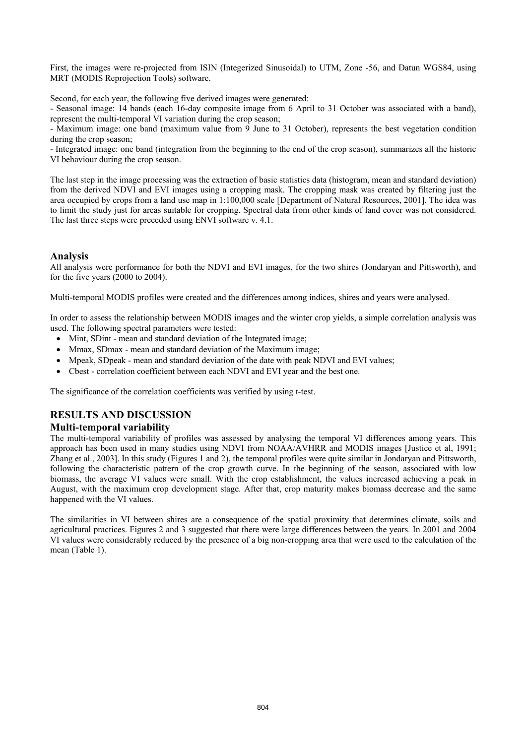First, the images were re-projected from ISIN (Integerized Sinusoidal) to UTM, Zone -56, and Datun WGS84, using MRT (MODIS Reprojection Tools) software.

Second, for each year, the following five derived images were generated:

- Seasonal image: 14 bands (each 16-day composite image from 6 April to 31 October was associated with a band), represent the multi-temporal VI variation during the crop season;
- Maximum image: one band (maximum value from 9 June to 31 October), represents the best vegetation condition during the crop season;
- Integrated image: one band (integration from the beginning to the end of the crop season), summarizes all the historic VI behaviour during the crop season.

The last step in the image processing was the extraction of basic statistics data (histogram, mean and standard deviation) from the derived NDVI and EVI images using a cropping mask. The cropping mask was created by filtering just the area occupied by crops from a land use map in 1:100,000 scale [Department of Natural Resources, 2001]. The idea was to limit the study just for areas suitable for cropping. Spectral data from other kinds of land cover was not considered. The last three steps were preceded using ENVI software v. 4.1.

### Analysis

All analysis were performance for both the NDVI and EVI images, for the two shires (Jondaryan and Pittsworth), and for the five years (2000 to 2004).

Multi-temporal MODIS profiles were created and the differences among indices, shires and years were analysed.

In order to assess the relationship between MODIS images and the winter crop yields, a simple correlation analysis was used. The following spectral parameters were tested:

- Mint, SDint - mean and standard deviation of the Integrated image;
- Mmax, SDmax - mean and standard deviation of the Maximum image;
- Mpeak, SDpeak - mean and standard deviation of the date with peak NDVI and EVI values;
- Cbest - correlation coefficient between each NDVI and EVI year and the best one.

The significance of the correlation coefficients was verified by using t-test.

## RESULTS AND DISCUSSION

### Multi-temporal variability

The multi-temporal variability of profiles was assessed by analysing the temporal VI differences among years. This approach has been used in many studies using NDVI from NOAA/AVHRR and MODIS images [Justice et al, 1991; Zhang et al., 2003]. In this study (Figures 1 and 2), the temporal profiles were quite similar in Jondaryan and Pittsworth, following the characteristic pattern of the crop growth curve. In the beginning of the season, associated with low biomass, the average VI values were small. With the crop establishment, the values increased achieving a peak in August, with the maximum crop development stage. After that, crop maturity makes biomass decrease and the same happened with the VI values.

The similarities in VI between shires are a consequence of the spatial proximity that determines climate, soils and agricultural practices. Figures 2 and 3 suggested that there were large differences between the years. In 2001 and 2004 VI values were considerably reduced by the presence of a big non-cropping area that were used to the calculation of the mean (Table 1).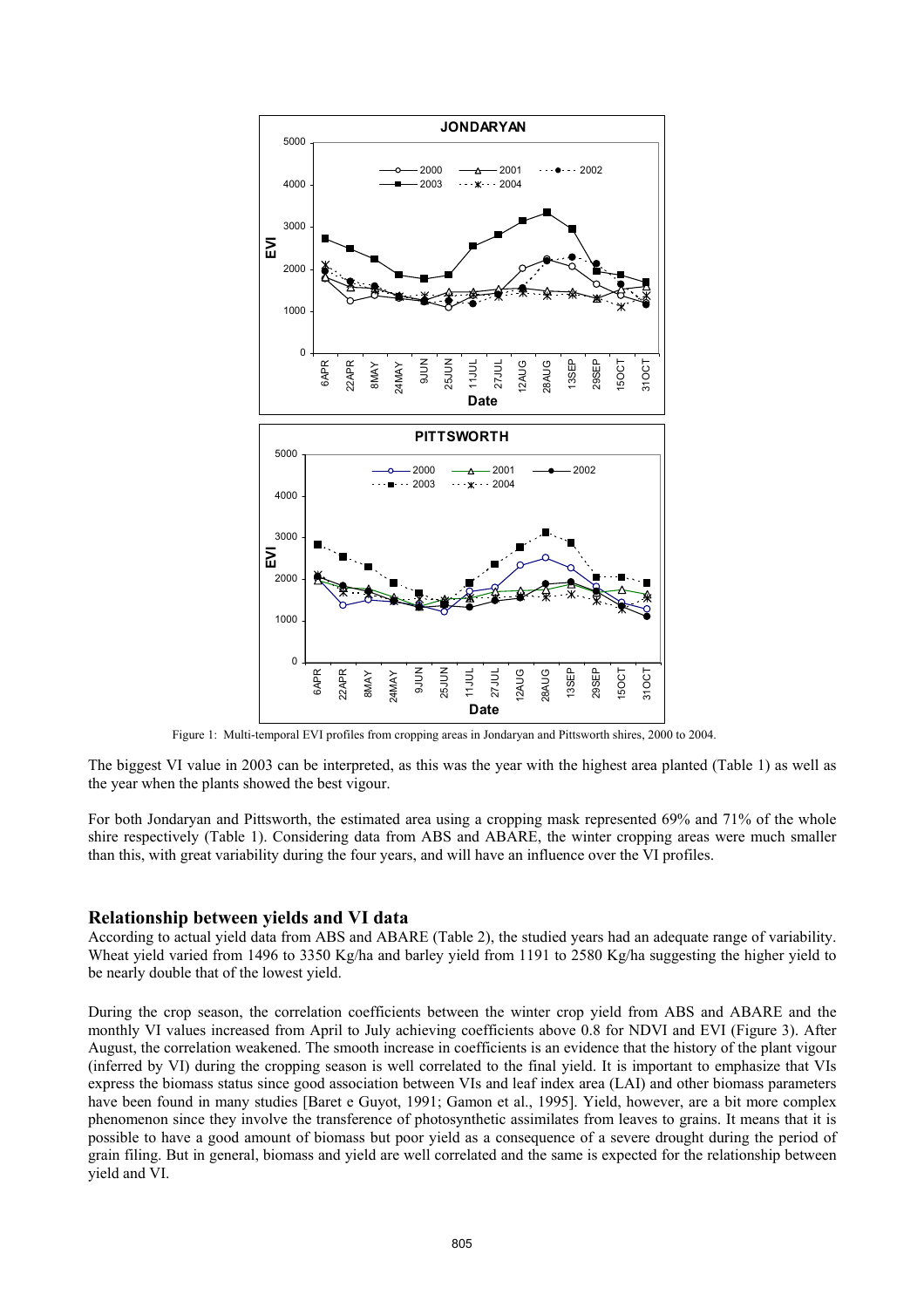Figure 1: Multi-temporal EVI profiles from cropping areas in Jondaryan and Pittsworth shires, 2000 to 2004.

The biggest VI value in 2003 can be interpreted, as this was the year with the highest area planted (Table 1) as well as the year when the plants showed the best vigour.

For both Jondaryan and Pittsworth, the estimated area using a cropping mask represented 69% and 71% of the whole shire respectively (Table 1). Considering data from ABS and ABARE, the winter cropping areas were much smaller than this, with great variability during the four years, and will have an influence over the VI profiles.

## Relationship between yields and VI data

According to actual yield data from ABS and ABARE (Table 2), the studied years had an adequate range of variability. Wheat yield varied from 1496 to 3350 Kg/ha and barley yield from 1191 to 2580 Kg/ha suggesting the higher yield to be nearly double that of the lowest yield.

During the crop season, the correlation coefficients between the winter crop yield from ABS and ABARE and the monthly VI values increased from April to July achieving coefficients above 0.8 for NDVI and EVI (Figure 3). After August, the correlation weakened. The smooth increase in coefficients is an evidence that the history of the plant vigour (inferred by VI) during the cropping season is well correlated to the final yield. It is important to emphasize that VIs express the biomass status since good association between VIs and leaf index area (LAI) and other biomass parameters have been found in many studies [Baret e Guyot, 1991; Gamon et al., 1995]. Yield, however, are a bit more complex phenomenon since they involve the transference of photosynthetic assimilates from leaves to grains. It means that it is possible to have a good amount of biomass but poor yield as a consequence of a severe drought during the period of grain filing. But in general, biomass and yield are well correlated and the same is expected for the relationship between yield and VI.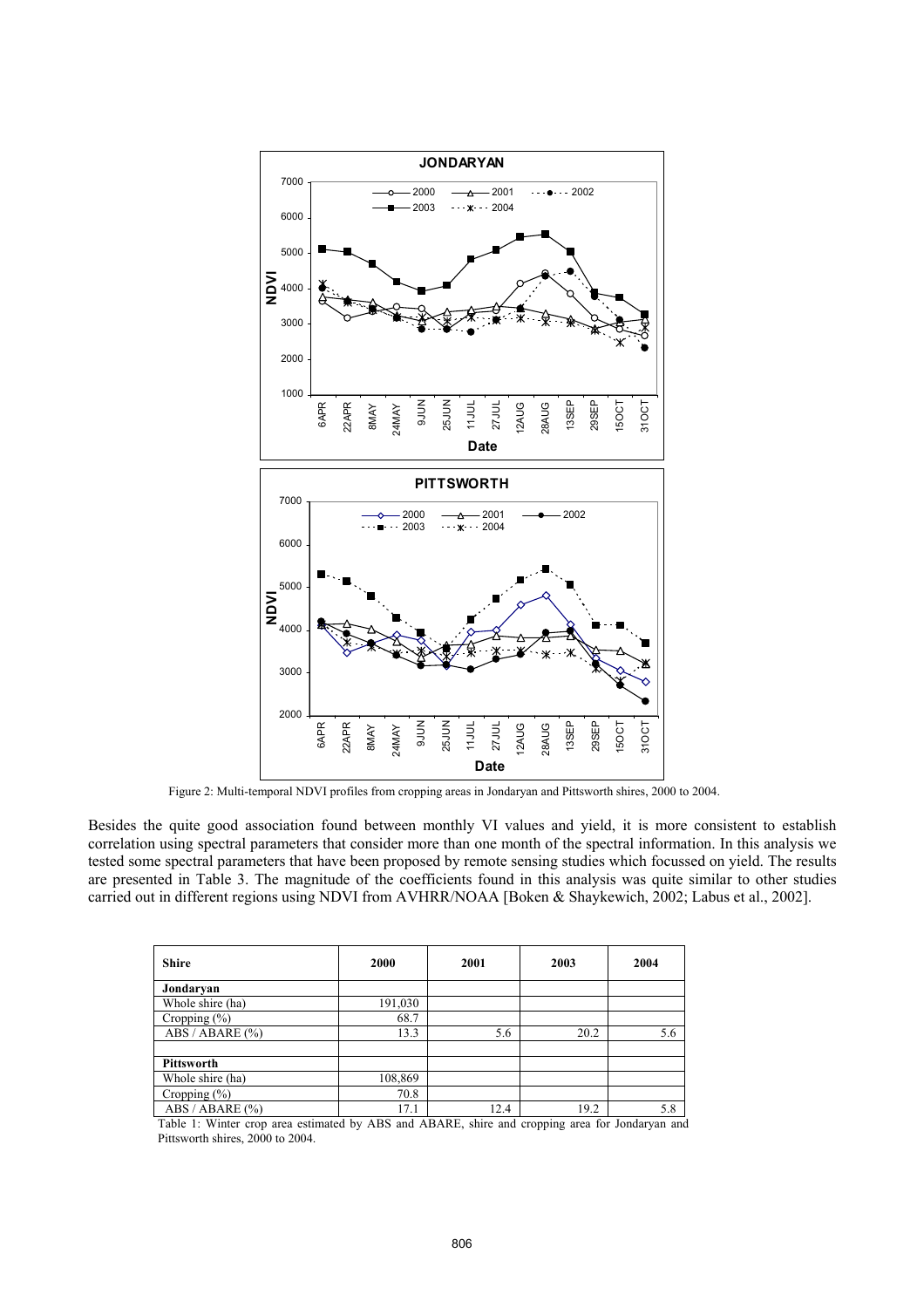Figure 2: Multi-temporal NDVI profiles from cropping areas in Jondaryan and Pittsworth shires, 2000 to 2004.

Besides the quite good association found between monthly VI values and yield, it is more consistent to establish correlation using spectral parameters that consider more than one month of the spectral information. In this analysis we tested some spectral parameters that have been proposed by remote sensing studies which focussed on yield. The results are presented in Table 3. The magnitude of the coefficients found in this analysis was quite similar to other studies carried out in different regions using NDVI from AVHRR/NOAA [Boken & Shaykewich, 2002; Labus et al., 2002].

| Shire | 2000 | 2001 | 2003 | 2004 |
|---|---|---|---|---|
| **Jondaryan** | | | | |
| Whole shire (ha) | 191,030 | | | |
| Cropping (%) | 68.7 | | | |
| ABS / ABARE (%) | 13.3 | 5.6 | 20.2 | 5.6 |
| | | | | |
| **Pittsworth** | | | | |
| Whole shire (ha) | 108,869 | | | |
| Cropping (%) | 70.8 | | | |
| ABS / ABARE (%) | 17.1 | 12.4 | 19.2 | 5.8 |

Table 1: Winter crop area estimated by ABS and ABARE, shire and cropping area for Jondaryan and Pittsworth shires, 2000 to 2004.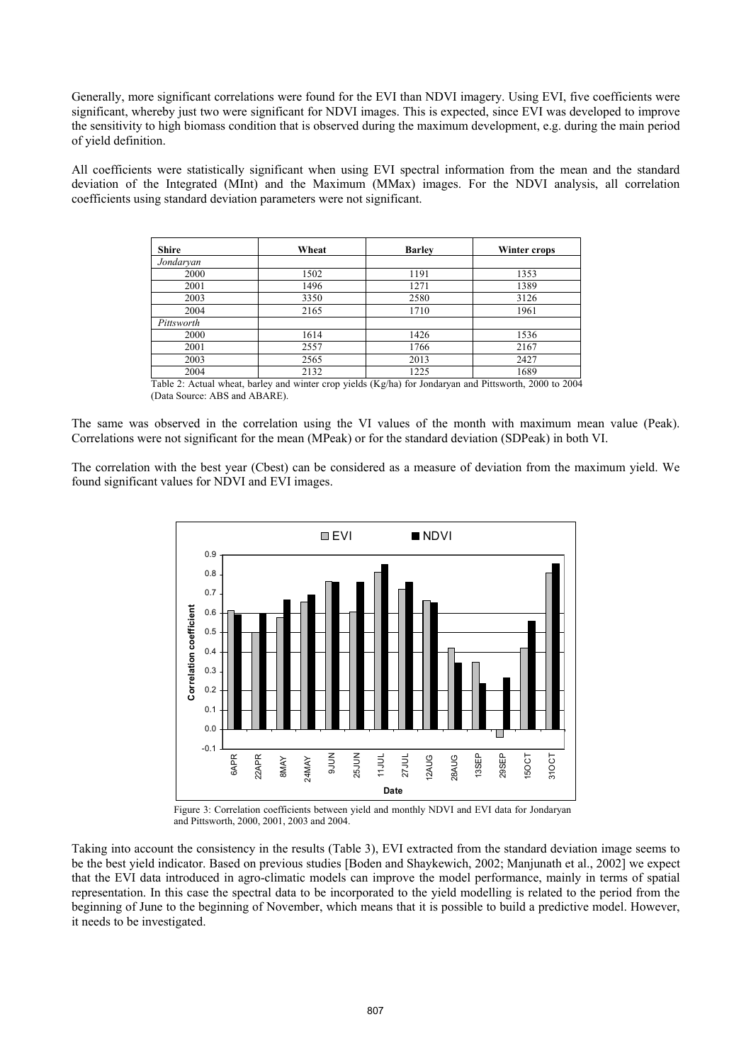Generally, more significant correlations were found for the EVI than NDVI imagery. Using EVI, five coefficients were significant, whereby just two were significant for NDVI images. This is expected, since EVI was developed to improve the sensitivity to high biomass condition that is observed during the maximum development, e.g. during the main period of yield definition.

All coefficients were statistically significant when using EVI spectral information from the mean and the standard deviation of the Integrated (MInt) and the Maximum (MMax) images. For the NDVI analysis, all correlation coefficients using standard deviation parameters were not significant.

| Shire | Wheat | Barley | Winter crops |
|---|---|---|---|
| *Jondaryan* | | | |
| 2000 | 1502 | 1191 | 1353 |
| 2001 | 1496 | 1271 | 1389 |
| 2003 | 3350 | 2580 | 3126 |
| 2004 | 2165 | 1710 | 1961 |
| *Pittsworth* | | | |
| 2000 | 1614 | 1426 | 1536 |
| 2001 | 2557 | 1766 | 2167 |
| 2003 | 2565 | 2013 | 2427 |
| 2004 | 2132 | 1225 | 1689 |

Table 2: Actual wheat, barley and winter crop yields (Kg/ha) for Jondaryan and Pittsworth, 2000 to 2004 (Data Source: ABS and ABARE).

The same was observed in the correlation using the VI values of the month with maximum mean value (Peak). Correlations were not significant for the mean (MPeak) or for the standard deviation (SDPeak) in both VI.

The correlation with the best year (Cbest) can be considered as a measure of deviation from the maximum yield. We found significant values for NDVI and EVI images.

Figure 3: Correlation coefficients between yield and monthly NDVI and EVI data for Jondaryan and Pittsworth, 2000, 2001, 2003 and 2004.

Taking into account the consistency in the results (Table 3), EVI extracted from the standard deviation image seems to be the best yield indicator. Based on previous studies [Boden and Shaykewich, 2002; Manjunath et al., 2002] we expect that the EVI data introduced in agro-climatic models can improve the model performance, mainly in terms of spatial representation. In this case the spectral data to be incorporated to the yield modelling is related to the period from the beginning of June to the beginning of November, which means that it is possible to build a predictive model. However, it needs to be investigated.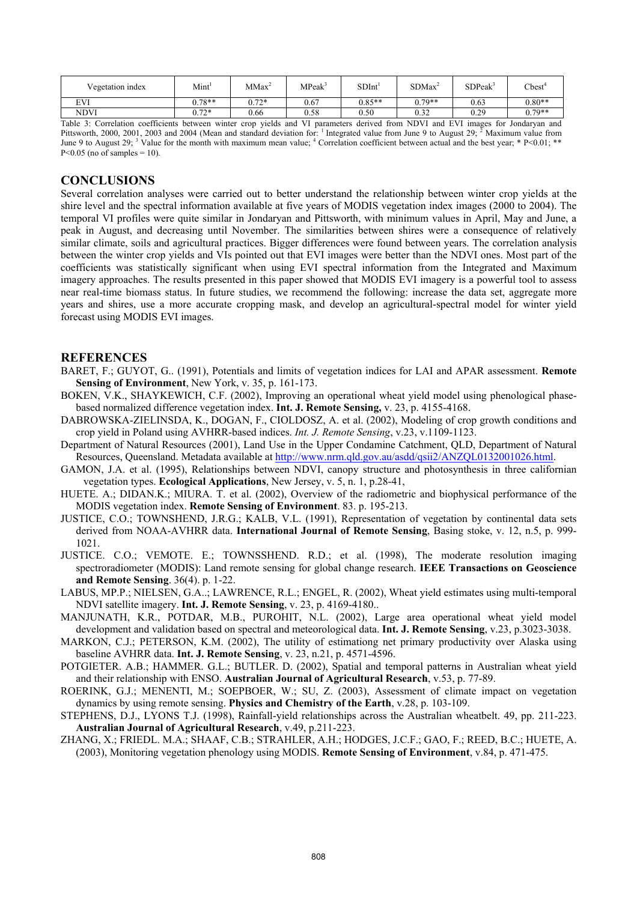| Vegetation index | Mint[1] | MMax[2] | MPeak[3] | SDInt[1] | SDMax[2] | SDPeak[3] | Cbest[4] |
|---|---|---|---|---|---|---|---|
| EVI | 0.78** | 0.72* | 0.67 | 0.85** | 0.79** | 0.63 | 0.80** |
| NDVI | 0.72* | 0.66 | 0.58 | 0.50 | 0.32 | 0.29 | 0.79** |

Table 3: Correlation coefficients between winter crop yields and VI parameters derived from NDVI and EVI images for Jondaryan and Pittsworth, 2000, 2001, 2003 and 2004 (Mean and standard deviation for: [1] Integrated value from June 9 to August 29; [2] Maximum value from June 9 to August 29; [3] Value for the month with maximum mean value; [4] Correlation coefficient between actual and the best year; * P<0.01; ** P<0.05 (no of samples = 10).

## CONCLUSIONS

Several correlation analyses were carried out to better understand the relationship between winter crop yields at the shire level and the spectral information available at five years of MODIS vegetation index images (2000 to 2004). The temporal VI profiles were quite similar in Jondaryan and Pittsworth, with minimum values in April, May and June, a peak in August, and decreasing until November. The similarities between shires were a consequence of relatively similar climate, soils and agricultural practices. Bigger differences were found between years. The correlation analysis between the winter crop yields and VIs pointed out that EVI images were better than the NDVI ones. Most part of the coefficients was statistically significant when using EVI spectral information from the Integrated and Maximum imagery approaches. The results presented in this paper showed that MODIS EVI imagery is a powerful tool to assess near real-time biomass status. In future studies, we recommend the following: increase the data set, aggregate more years and shires, use a more accurate cropping mask, and develop an agricultural-spectral model for winter yield forecast using MODIS EVI images.

## REFERENCES

BARET, F.; GUYOT, G.. (1991), Potentials and limits of vegetation indices for LAI and APAR assessment. **Remote Sensing of Environment**, New York, v. 35, p. 161-173.

BOKEN, V.K., SHAYKEWICH, C.F. (2002), Improving an operational wheat yield model using phenological phase-based normalized difference vegetation index. **Int. J. Remote Sensing,** v. 23, p. 4155-4168.

DABROWSKA-ZIELINSDA, K., DOGAN, F., CIOLDOSZ, A. et al. (2002), Modeling of crop growth conditions and crop yield in Poland using AVHRR-based indices. *Int. J. Remote Sensing*, v.23, v.1109-1123.

Department of Natural Resources (2001), Land Use in the Upper Condamine Catchment, QLD, Department of Natural Resources, Queensland. Metadata available at http://www.nrm.qld.gov.au/asdd/qsii2/ANZQL0132001026.html.

GAMON, J.A. et al. (1995), Relationships between NDVI, canopy structure and photosynthesis in three californian vegetation types. **Ecological Applications**, New Jersey, v. 5, n. 1, p.28-41,

HUETE. A.; DIDAN.K.; MIURA. T. et al. (2002), Overview of the radiometric and biophysical performance of the MODIS vegetation index. **Remote Sensing of Environment**. 83. p. 195-213.

JUSTICE, C.O.; TOWNSHEND, J.R.G.; KALB, V.L. (1991), Representation of vegetation by continental data sets derived from NOAA-AVHRR data. **International Journal of Remote Sensing**, Basing stoke, v. 12, n.5, p. 999-1021.

JUSTICE. C.O.; VEMOTE. E.; TOWNSSHEND. R.D.; et al. (1998), The moderate resolution imaging spectroradiometer (MODIS): Land remote sensing for global change research. **IEEE Transactions on Geoscience and Remote Sensing**. 36(4). p. 1-22.

LABUS, MP.P.; NIELSEN, G.A..; LAWRENCE, R.L.; ENGEL, R. (2002), Wheat yield estimates using multi-temporal NDVI satellite imagery. **Int. J. Remote Sensing**, v. 23, p. 4169-4180..

MANJUNATH, K.R., POTDAR, M.B., PUROHIT, N.L. (2002), Large area operational wheat yield model development and validation based on spectral and meteorological data. **Int. J. Remote Sensing**, v.23, p.3023-3038.

MARKON, C.J.; PETERSON, K.M. (2002), The utility of estimationg net primary productivity over Alaska using baseline AVHRR data. **Int. J. Remote Sensing**, v. 23, n.21, p. 4571-4596.

POTGIETER. A.B.; HAMMER. G.L.; BUTLER. D. (2002), Spatial and temporal patterns in Australian wheat yield and their relationship with ENSO. **Australian Journal of Agricultural Research**, v.53, p. 77-89.

ROERINK, G.J.; MENENTI, M.; SOEPBOER, W.; SU, Z. (2003), Assessment of climate impact on vegetation dynamics by using remote sensing. **Physics and Chemistry of the Earth**, v.28, p. 103-109.

STEPHENS, D.J., LYONS T.J. (1998), Rainfall-yield relationships across the Australian wheatbelt. 49, pp. 211-223. **Australian Journal of Agricultural Research**, v.49, p.211-223.

ZHANG, X.; FRIEDL. M.A.; SHAAF, C.B.; STRAHLER, A.H.; HODGES, J.C.F.; GAO, F.; REED, B.C.; HUETE, A. (2003), Monitoring vegetation phenology using MODIS. **Remote Sensing of Environment**, v.84, p. 471-475.